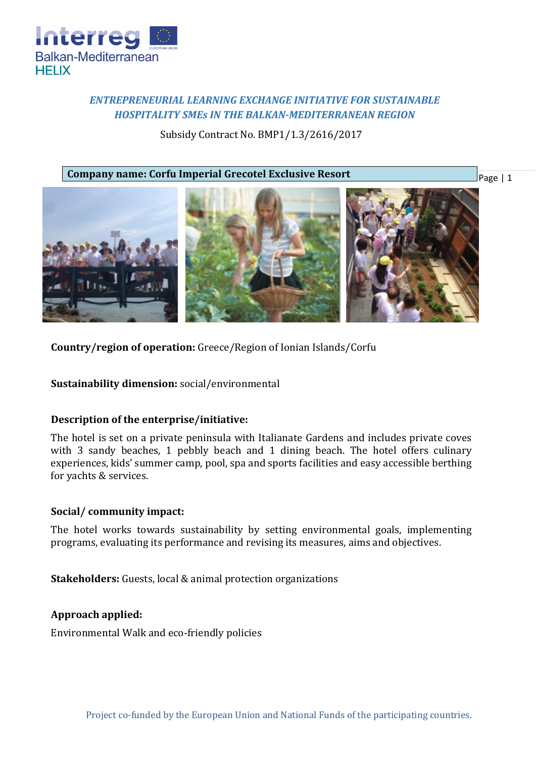*ENTREPRENEURIAL LEARNING EXCHANGE INITIATIVE FOR SUSTAINABLE HOSPITALITY SMEs IN THE BALKAN-MEDITERRANEAN REGION*

Subsidy Contract No. BMP1/1.3/2616/2017

**Company name: Corfu Imperial Grecotel Exclusive Resort**

**Country/region of operation:** Greece/Region of Ionian Islands/Corfu

**Sustainability dimension:** social/environmental

**Description of the enterprise/initiative:**

The hotel is set on a private peninsula with Italianate Gardens and includes private coves with 3 sandy beaches, 1 pebbly beach and 1 dining beach. The hotel offers culinary experiences, kids' summer camp, pool, spa and sports facilities and easy accessible berthing for yachts & services.

**Social/ community impact:**

The hotel works towards sustainability by setting environmental goals, implementing programs, evaluating its performance and revising its measures, aims and objectives.

**Stakeholders:** Guests, local & animal protection organizations

**Approach applied:**

Environmental Walk and eco-friendly policies

Project co-funded by the European Union and National Funds of the participating countries.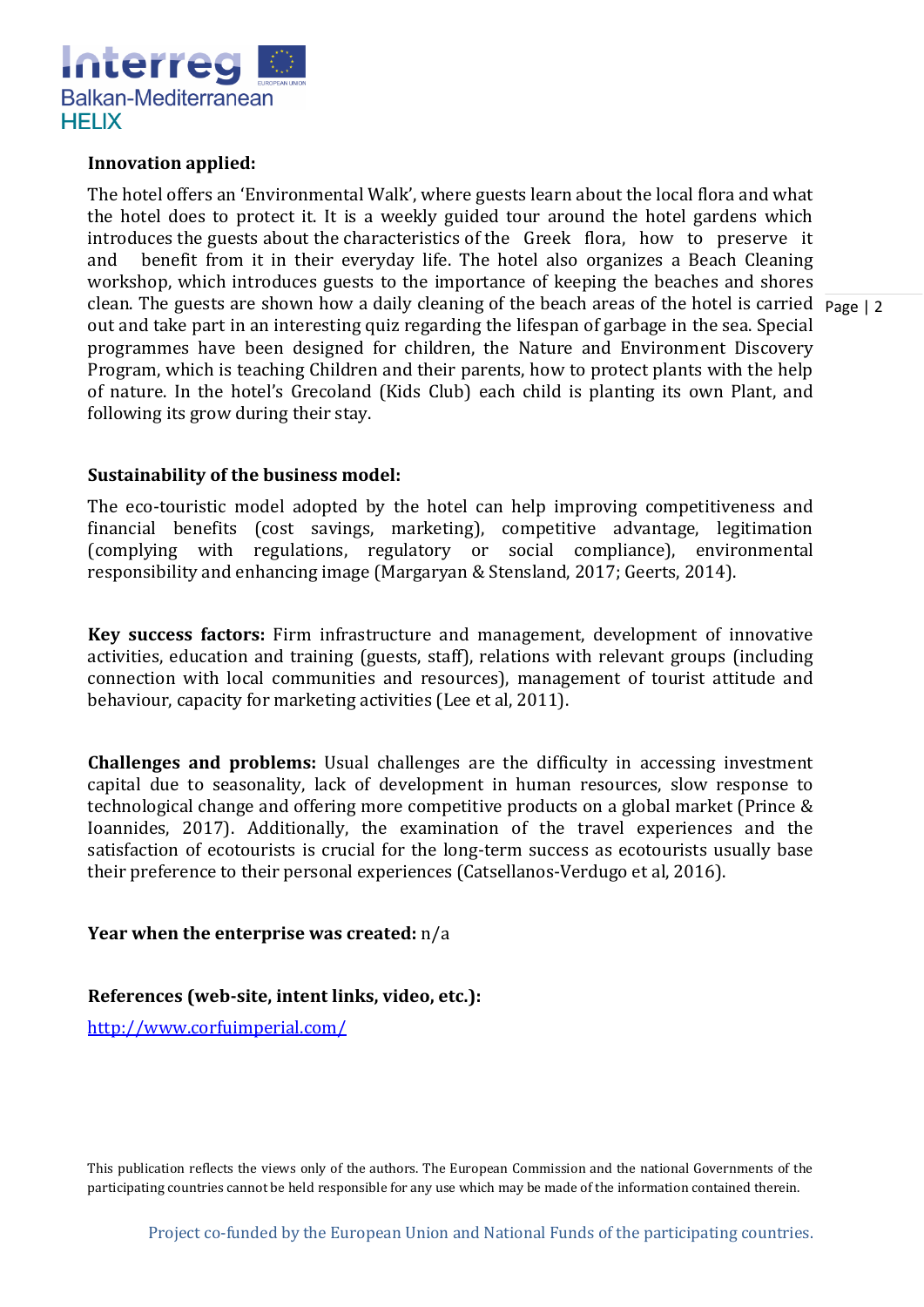**Innovation applied:**

The hotel offers an 'Environmental Walk', where guests learn about the local flora and what the hotel does to protect it. It is a weekly guided tour around the hotel gardens which introduces the guests about the characteristics of the Greek flora, how to preserve it and benefit from it in their everyday life. The hotel also organizes a Beach Cleaning workshop, which introduces guests to the importance of keeping the beaches and shores clean. The guests are shown how a daily cleaning of the beach areas of the hotel is carried out and take part in an interesting quiz regarding the lifespan of garbage in the sea. Special programmes have been designed for children, the Nature and Environment Discovery Program, which is teaching Children and their parents, how to protect plants with the help of nature. In the hotel's Grecoland (Kids Club) each child is planting its own Plant, and following its grow during their stay.

**Sustainability of the business model:**

The eco-touristic model adopted by the hotel can help improving competitiveness and financial benefits (cost savings, marketing), competitive advantage, legitimation (complying with regulations, regulatory or social compliance), environmental responsibility and enhancing image (Margaryan & Stensland, 2017; Geerts, 2014).

**Key success factors:** Firm infrastructure and management, development of innovative activities, education and training (guests, staff), relations with relevant groups (including connection with local communities and resources), management of tourist attitude and behaviour, capacity for marketing activities (Lee et al, 2011).

**Challenges and problems:** Usual challenges are the difficulty in accessing investment capital due to seasonality, lack of development in human resources, slow response to technological change and offering more competitive products on a global market (Prince & Ioannides, 2017). Additionally, the examination of the travel experiences and the satisfaction of ecotourists is crucial for the long-term success as ecotourists usually base their preference to their personal experiences (Catsellanos-Verdugo et al, 2016).

**Year when the enterprise was created:** n/a

**References (web-site, intent links, video, etc.):**

http://www.corfuimperial.com/

This publication reflects the views only of the authors. The European Commission and the national Governments of the participating countries cannot be held responsible for any use which may be made of the information contained therein.

Project co-funded by the European Union and National Funds of the participating countries.